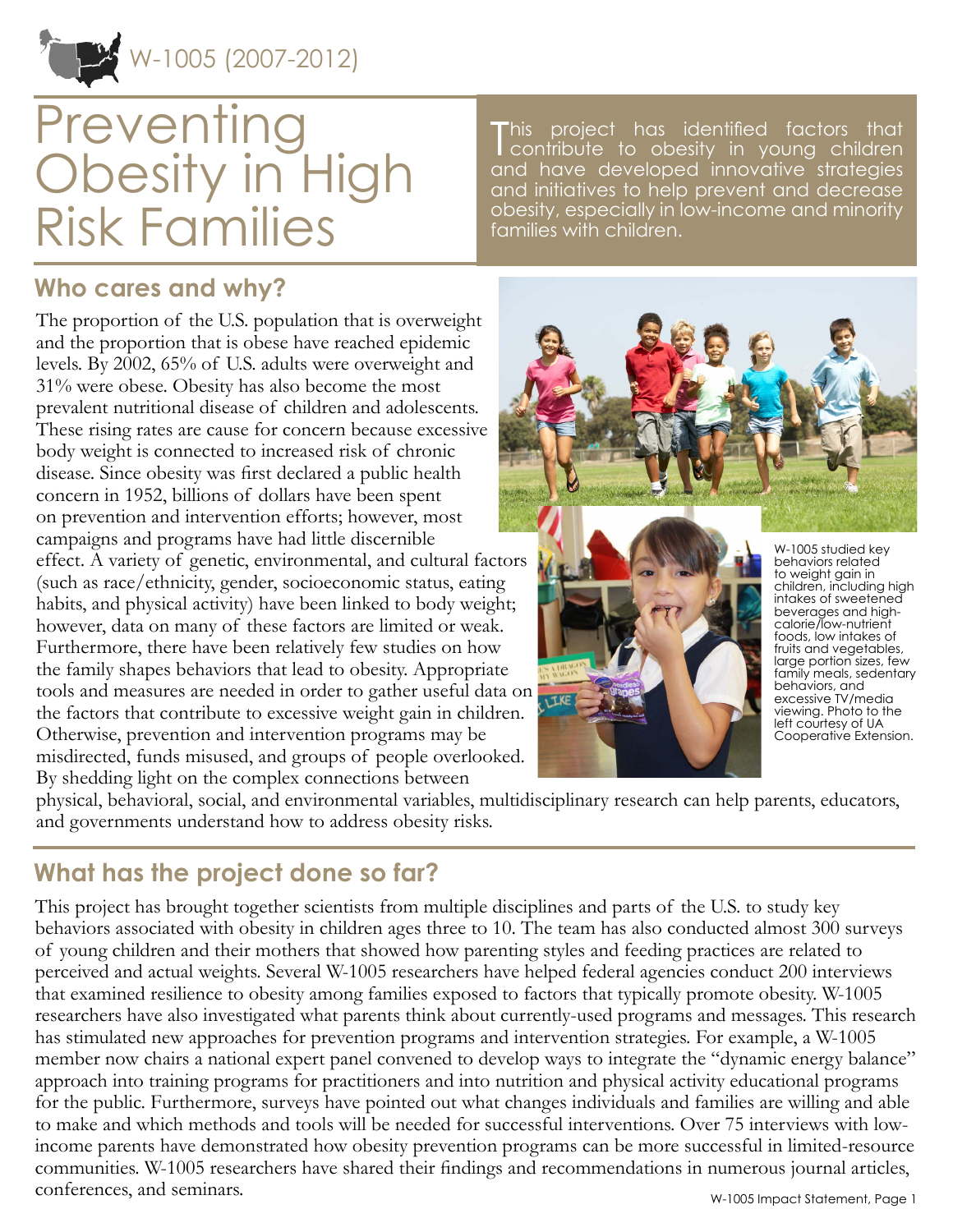W-1005 (2007-2012)

# Preventing Obesity in High Risk Families

This project has identified factors that contribute to obesity in young children and have developed innovative strategies and initiatives to help prevent and decrease obesity, especially in low-income and minority families with children.

## Who cares and why?

The proportion of the U.S. population that is overweight and the proportion that is obese have reached epidemic levels. By 2002, 65% of U.S. adults were overweight and 31% were obese. Obesity has also become the most prevalent nutritional disease of children and adolescents. These rising rates are cause for concern because excessive body weight is connected to increased risk of chronic disease. Since obesity was first declared a public health concern in 1952, billions of dollars have been spent on prevention and intervention efforts; however, most campaigns and programs have had little discernible effect. A variety of genetic, environmental, and cultural factors (such as race/ethnicity, gender, socioeconomic status, eating habits, and physical activity) have been linked to body weight; however, data on many of these factors are limited or weak. Furthermore, there have been relatively few studies on how the family shapes behaviors that lead to obesity. Appropriate tools and measures are needed in order to gather useful data on the factors that contribute to excessive weight gain in children. Otherwise, prevention and intervention programs may be misdirected, funds misused, and groups of people overlooked. By shedding light on the complex connections between physical, behavioral, social, and environmental variables, multidisciplinary research can help parents, educators, and governments understand how to address obesity risks.

W-1005 studied key behaviors related to weight gain in children, including high intakes of sweetened beverages and high-calorie/low-nutrient foods, low intakes of fruits and vegetables, large portion sizes, few family meals, sedentary behaviors, and excessive TV/media viewing. Photo to the left courtesy of UA Cooperative Extension.

## What has the project done so far?

This project has brought together scientists from multiple disciplines and parts of the U.S. to study key behaviors associated with obesity in children ages three to 10. The team has also conducted almost 300 surveys of young children and their mothers that showed how parenting styles and feeding practices are related to perceived and actual weights. Several W-1005 researchers have helped federal agencies conduct 200 interviews that examined resilience to obesity among families exposed to factors that typically promote obesity. W-1005 researchers have also investigated what parents think about currently-used programs and messages. This research has stimulated new approaches for prevention programs and intervention strategies. For example, a W-1005 member now chairs a national expert panel convened to develop ways to integrate the "dynamic energy balance" approach into training programs for practitioners and into nutrition and physical activity educational programs for the public. Furthermore, surveys have pointed out what changes individuals and families are willing and able to make and which methods and tools will be needed for successful interventions. Over 75 interviews with low-income parents have demonstrated how obesity prevention programs can be more successful in limited-resource communities. W-1005 researchers have shared their findings and recommendations in numerous journal articles, conferences, and seminars.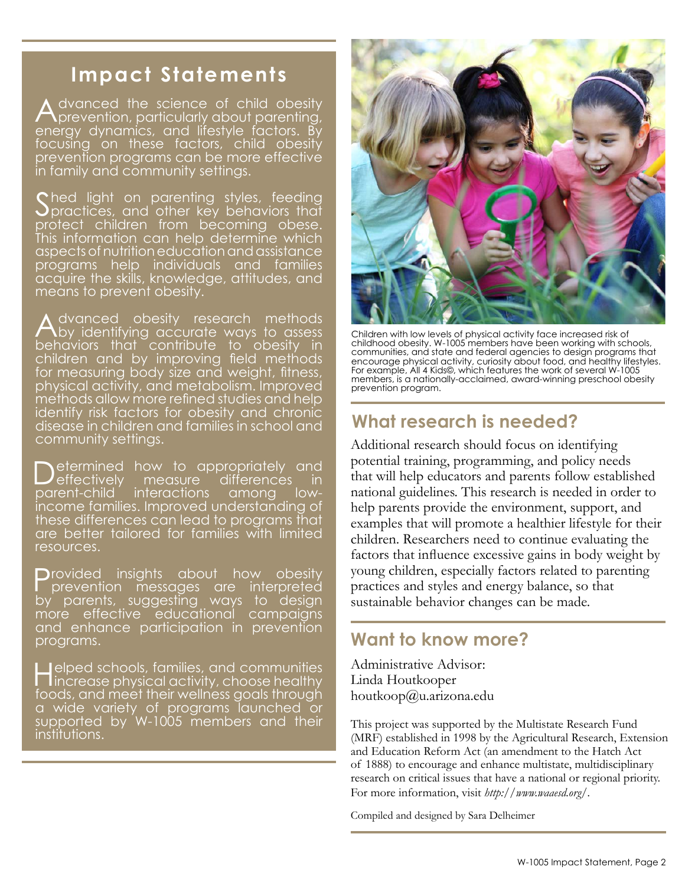## Impact Statements

Advanced the science of child obesity prevention, particularly about parenting, energy dynamics, and lifestyle factors. By focusing on these factors, child obesity prevention programs can be more effective in family and community settings.

Shed light on parenting styles, feeding practices, and other key behaviors that protect children from becoming obese. This information can help determine which aspects of nutrition education and assistance programs help individuals and families acquire the skills, knowledge, attitudes, and means to prevent obesity.

Advanced obesity research methods by identifying accurate ways to assess behaviors that contribute to obesity in children and by improving field methods for measuring body size and weight, fitness, physical activity, and metabolism. Improved methods allow more refined studies and help identify risk factors for obesity and chronic disease in children and families in school and community settings.

Determined how to appropriately and effectively measure differences in parent-child interactions among low-income families. Improved understanding of these differences can lead to programs that are better tailored for families with limited resources.

Provided insights about how obesity prevention messages are interpreted by parents, suggesting ways to design more effective educational campaigns and enhance participation in prevention programs.

Helped schools, families, and communities increase physical activity, choose healthy foods, and meet their wellness goals through a wide variety of programs launched or supported by W-1005 members and their institutions.

Children with low levels of physical activity face increased risk of childhood obesity. W-1005 members have been working with schools, communities, and state and federal agencies to design programs that encourage physical activity, curiosity about food, and healthy lifestyles. For example, All 4 Kids©, which features the work of several W-1005 members, is a nationally-acclaimed, award-winning preschool obesity prevention program.

## What research is needed?

Additional research should focus on identifying potential training, programming, and policy needs that will help educators and parents follow established national guidelines. This research is needed in order to help parents provide the environment, support, and examples that will promote a healthier lifestyle for their children. Researchers need to continue evaluating the factors that influence excessive gains in body weight by young children, especially factors related to parenting practices and styles and energy balance, so that sustainable behavior changes can be made.

## Want to know more?

Administrative Advisor:
Linda Houtkooper
houtkoop@u.arizona.edu

This project was supported by the Multistate Research Fund (MRF) established in 1998 by the Agricultural Research, Extension and Education Reform Act (an amendment to the Hatch Act of 1888) to encourage and enhance multistate, multidisciplinary research on critical issues that have a national or regional priority. For more information, visit *http://www.waaesd.org/*.

Compiled and designed by Sara Delheimer